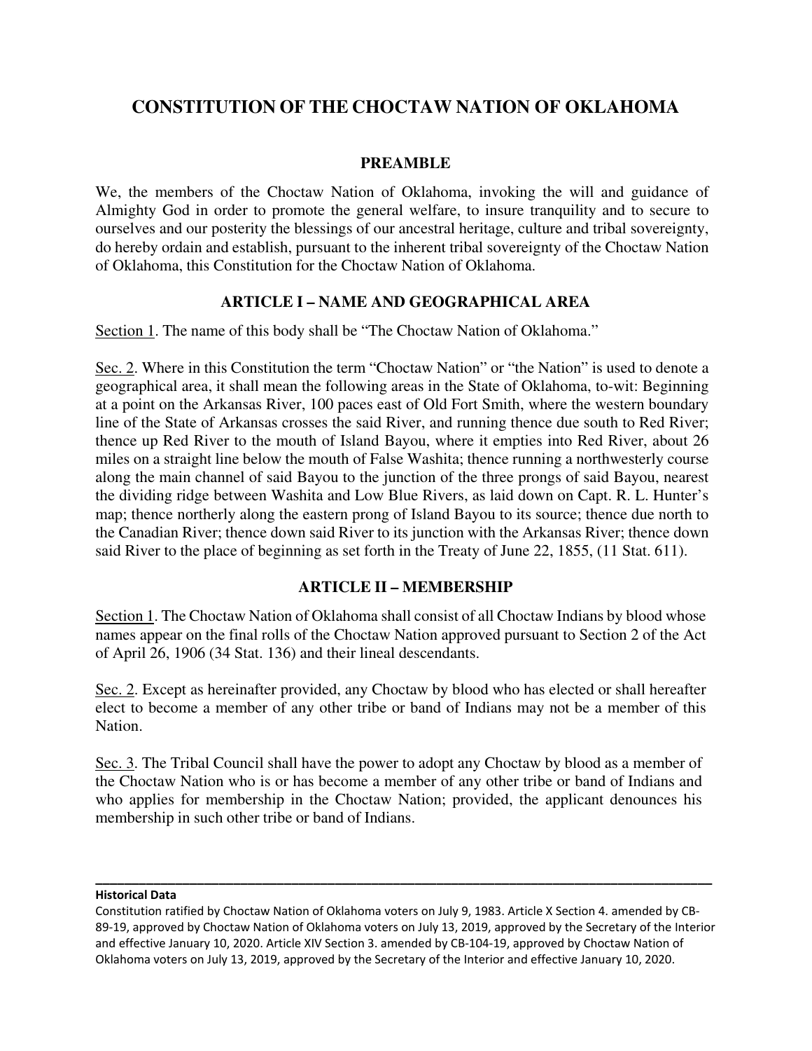# CONSTITUTION OF THE CHOCTAW NATION OF OKLAHOMA

## PREAMBLE

We, the members of the Choctaw Nation of Oklahoma, invoking the will and guidance of Almighty God in order to promote the general welfare, to insure tranquility and to secure to ourselves and our posterity the blessings of our ancestral heritage, culture and tribal sovereignty, do hereby ordain and establish, pursuant to the inherent tribal sovereignty of the Choctaw Nation of Oklahoma, this Constitution for the Choctaw Nation of Oklahoma.

## ARTICLE I – NAME AND GEOGRAPHICAL AREA

Section 1. The name of this body shall be "The Choctaw Nation of Oklahoma."

Sec. 2. Where in this Constitution the term "Choctaw Nation" or "the Nation" is used to denote a geographical area, it shall mean the following areas in the State of Oklahoma, to-wit: Beginning at a point on the Arkansas River, 100 paces east of Old Fort Smith, where the western boundary line of the State of Arkansas crosses the said River, and running thence due south to Red River; thence up Red River to the mouth of Island Bayou, where it empties into Red River, about 26 miles on a straight line below the mouth of False Washita; thence running a northwesterly course along the main channel of said Bayou to the junction of the three prongs of said Bayou, nearest the dividing ridge between Washita and Low Blue Rivers, as laid down on Capt. R. L. Hunter's map; thence northerly along the eastern prong of Island Bayou to its source; thence due north to the Canadian River; thence down said River to its junction with the Arkansas River; thence down said River to the place of beginning as set forth in the Treaty of June 22, 1855, (11 Stat. 611).

## ARTICLE II – MEMBERSHIP

Section 1. The Choctaw Nation of Oklahoma shall consist of all Choctaw Indians by blood whose names appear on the final rolls of the Choctaw Nation approved pursuant to Section 2 of the Act of April 26, 1906 (34 Stat. 136) and their lineal descendants.

Sec. 2. Except as hereinafter provided, any Choctaw by blood who has elected or shall hereafter elect to become a member of any other tribe or band of Indians may not be a member of this Nation.

Sec. 3. The Tribal Council shall have the power to adopt any Choctaw by blood as a member of the Choctaw Nation who is or has become a member of any other tribe or band of Indians and who applies for membership in the Choctaw Nation; provided, the applicant denounces his membership in such other tribe or band of Indians.

---

**Historical Data**

Constitution ratified by Choctaw Nation of Oklahoma voters on July 9, 1983. Article X Section 4. amended by CB-89-19, approved by Choctaw Nation of Oklahoma voters on July 13, 2019, approved by the Secretary of the Interior and effective January 10, 2020. Article XIV Section 3. amended by CB-104-19, approved by Choctaw Nation of Oklahoma voters on July 13, 2019, approved by the Secretary of the Interior and effective January 10, 2020.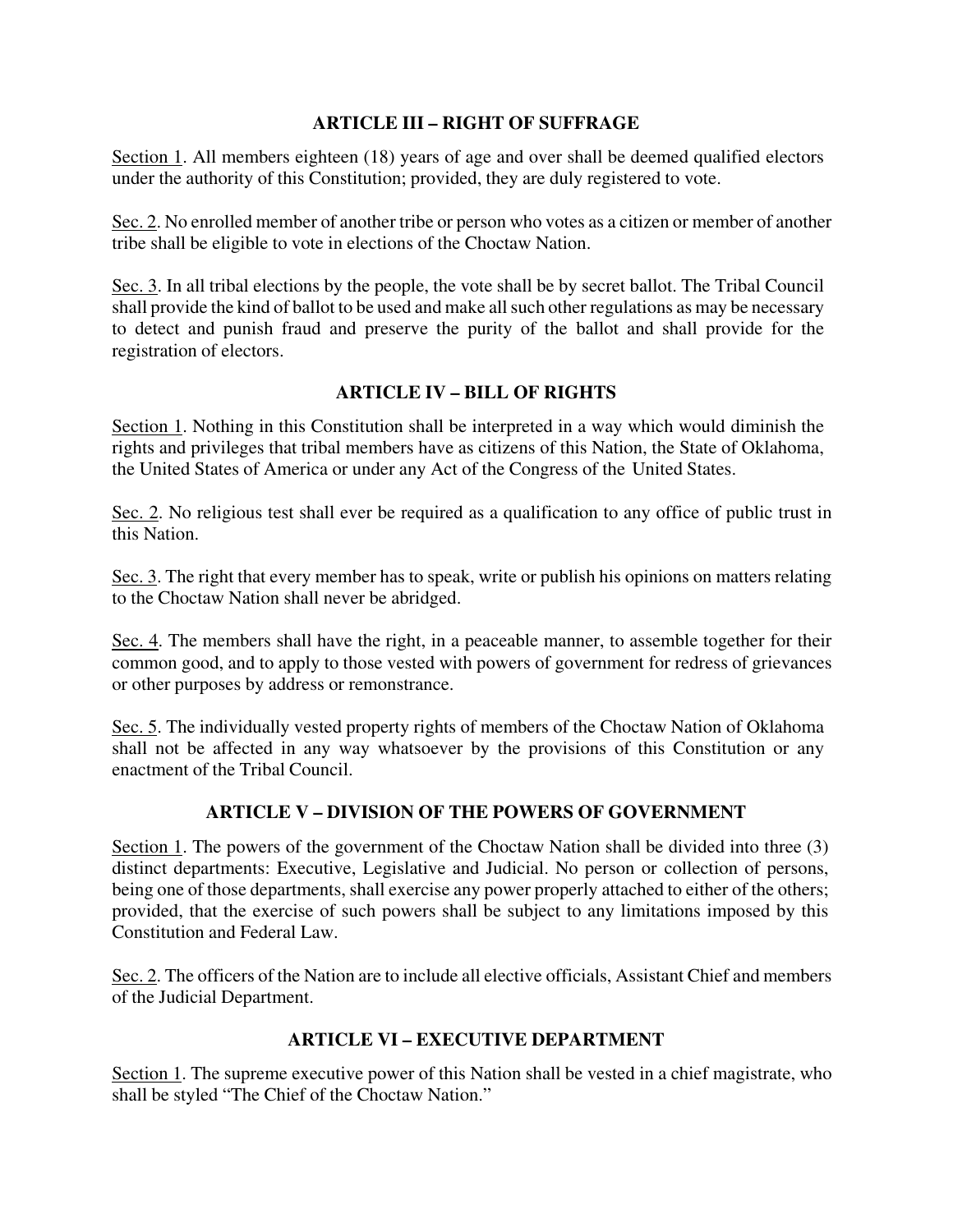## ARTICLE III – RIGHT OF SUFFRAGE

Section 1. All members eighteen (18) years of age and over shall be deemed qualified electors under the authority of this Constitution; provided, they are duly registered to vote.

Sec. 2. No enrolled member of another tribe or person who votes as a citizen or member of another tribe shall be eligible to vote in elections of the Choctaw Nation.

Sec. 3. In all tribal elections by the people, the vote shall be by secret ballot. The Tribal Council shall provide the kind of ballot to be used and make all such other regulations as may be necessary to detect and punish fraud and preserve the purity of the ballot and shall provide for the registration of electors.

## ARTICLE IV – BILL OF RIGHTS

Section 1. Nothing in this Constitution shall be interpreted in a way which would diminish the rights and privileges that tribal members have as citizens of this Nation, the State of Oklahoma, the United States of America or under any Act of the Congress of the United States.

Sec. 2. No religious test shall ever be required as a qualification to any office of public trust in this Nation.

Sec. 3. The right that every member has to speak, write or publish his opinions on matters relating to the Choctaw Nation shall never be abridged.

Sec. 4. The members shall have the right, in a peaceable manner, to assemble together for their common good, and to apply to those vested with powers of government for redress of grievances or other purposes by address or remonstrance.

Sec. 5. The individually vested property rights of members of the Choctaw Nation of Oklahoma shall not be affected in any way whatsoever by the provisions of this Constitution or any enactment of the Tribal Council.

## ARTICLE V – DIVISION OF THE POWERS OF GOVERNMENT

Section 1. The powers of the government of the Choctaw Nation shall be divided into three (3) distinct departments: Executive, Legislative and Judicial. No person or collection of persons, being one of those departments, shall exercise any power properly attached to either of the others; provided, that the exercise of such powers shall be subject to any limitations imposed by this Constitution and Federal Law.

Sec. 2. The officers of the Nation are to include all elective officials, Assistant Chief and members of the Judicial Department.

## ARTICLE VI – EXECUTIVE DEPARTMENT

Section 1. The supreme executive power of this Nation shall be vested in a chief magistrate, who shall be styled "The Chief of the Choctaw Nation."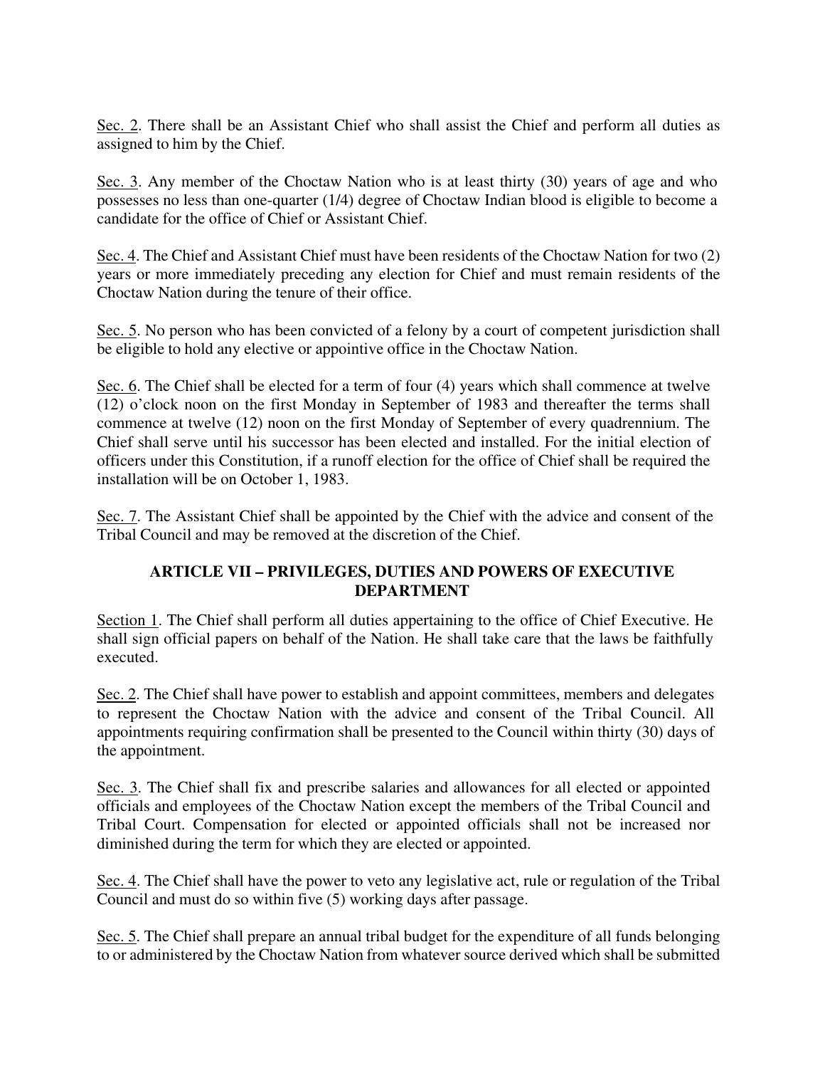<u>Sec. 2</u>. There shall be an Assistant Chief who shall assist the Chief and perform all duties as assigned to him by the Chief.

<u>Sec. 3</u>. Any member of the Choctaw Nation who is at least thirty (30) years of age and who possesses no less than one-quarter (1/4) degree of Choctaw Indian blood is eligible to become a candidate for the office of Chief or Assistant Chief.

<u>Sec. 4</u>. The Chief and Assistant Chief must have been residents of the Choctaw Nation for two (2) years or more immediately preceding any election for Chief and must remain residents of the Choctaw Nation during the tenure of their office.

<u>Sec. 5</u>. No person who has been convicted of a felony by a court of competent jurisdiction shall be eligible to hold any elective or appointive office in the Choctaw Nation.

<u>Sec. 6</u>. The Chief shall be elected for a term of four (4) years which shall commence at twelve (12) o'clock noon on the first Monday in September of 1983 and thereafter the terms shall commence at twelve (12) noon on the first Monday of September of every quadrennium. The Chief shall serve until his successor has been elected and installed. For the initial election of officers under this Constitution, if a runoff election for the office of Chief shall be required the installation will be on October 1, 1983.

<u>Sec. 7</u>. The Assistant Chief shall be appointed by the Chief with the advice and consent of the Tribal Council and may be removed at the discretion of the Chief.

## ARTICLE VII – PRIVILEGES, DUTIES AND POWERS OF EXECUTIVE DEPARTMENT

<u>Section 1</u>. The Chief shall perform all duties appertaining to the office of Chief Executive. He shall sign official papers on behalf of the Nation. He shall take care that the laws be faithfully executed.

<u>Sec. 2</u>. The Chief shall have power to establish and appoint committees, members and delegates to represent the Choctaw Nation with the advice and consent of the Tribal Council. All appointments requiring confirmation shall be presented to the Council within thirty (30) days of the appointment.

<u>Sec. 3</u>. The Chief shall fix and prescribe salaries and allowances for all elected or appointed officials and employees of the Choctaw Nation except the members of the Tribal Council and Tribal Court. Compensation for elected or appointed officials shall not be increased nor diminished during the term for which they are elected or appointed.

<u>Sec. 4</u>. The Chief shall have the power to veto any legislative act, rule or regulation of the Tribal Council and must do so within five (5) working days after passage.

<u>Sec. 5</u>. The Chief shall prepare an annual tribal budget for the expenditure of all funds belonging to or administered by the Choctaw Nation from whatever source derived which shall be submitted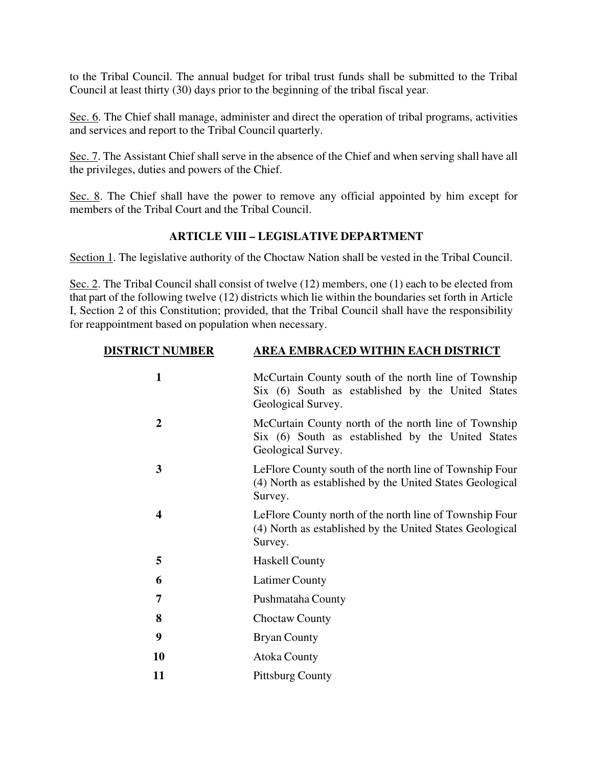to the Tribal Council. The annual budget for tribal trust funds shall be submitted to the Tribal Council at least thirty (30) days prior to the beginning of the tribal fiscal year.

Sec. 6. The Chief shall manage, administer and direct the operation of tribal programs, activities and services and report to the Tribal Council quarterly.

Sec. 7. The Assistant Chief shall serve in the absence of the Chief and when serving shall have all the privileges, duties and powers of the Chief.

Sec. 8. The Chief shall have the power to remove any official appointed by him except for members of the Tribal Court and the Tribal Council.

## ARTICLE VIII – LEGISLATIVE DEPARTMENT

Section 1. The legislative authority of the Choctaw Nation shall be vested in the Tribal Council.

Sec. 2. The Tribal Council shall consist of twelve (12) members, one (1) each to be elected from that part of the following twelve (12) districts which lie within the boundaries set forth in Article I, Section 2 of this Constitution; provided, that the Tribal Council shall have the responsibility for reappointment based on population when necessary.

| DISTRICT NUMBER | AREA EMBRACED WITHIN EACH DISTRICT |
|---|---|
| **1** | McCurtain County south of the north line of Township Six (6) South as established by the United States Geological Survey. |
| **2** | McCurtain County north of the north line of Township Six (6) South as established by the United States Geological Survey. |
| **3** | LeFlore County south of the north line of Township Four (4) North as established by the United States Geological Survey. |
| **4** | LeFlore County north of the north line of Township Four (4) North as established by the United States Geological Survey. |
| **5** | Haskell County |
| **6** | Latimer County |
| **7** | Pushmataha County |
| **8** | Choctaw County |
| **9** | Bryan County |
| **10** | Atoka County |
| **11** | Pittsburg County |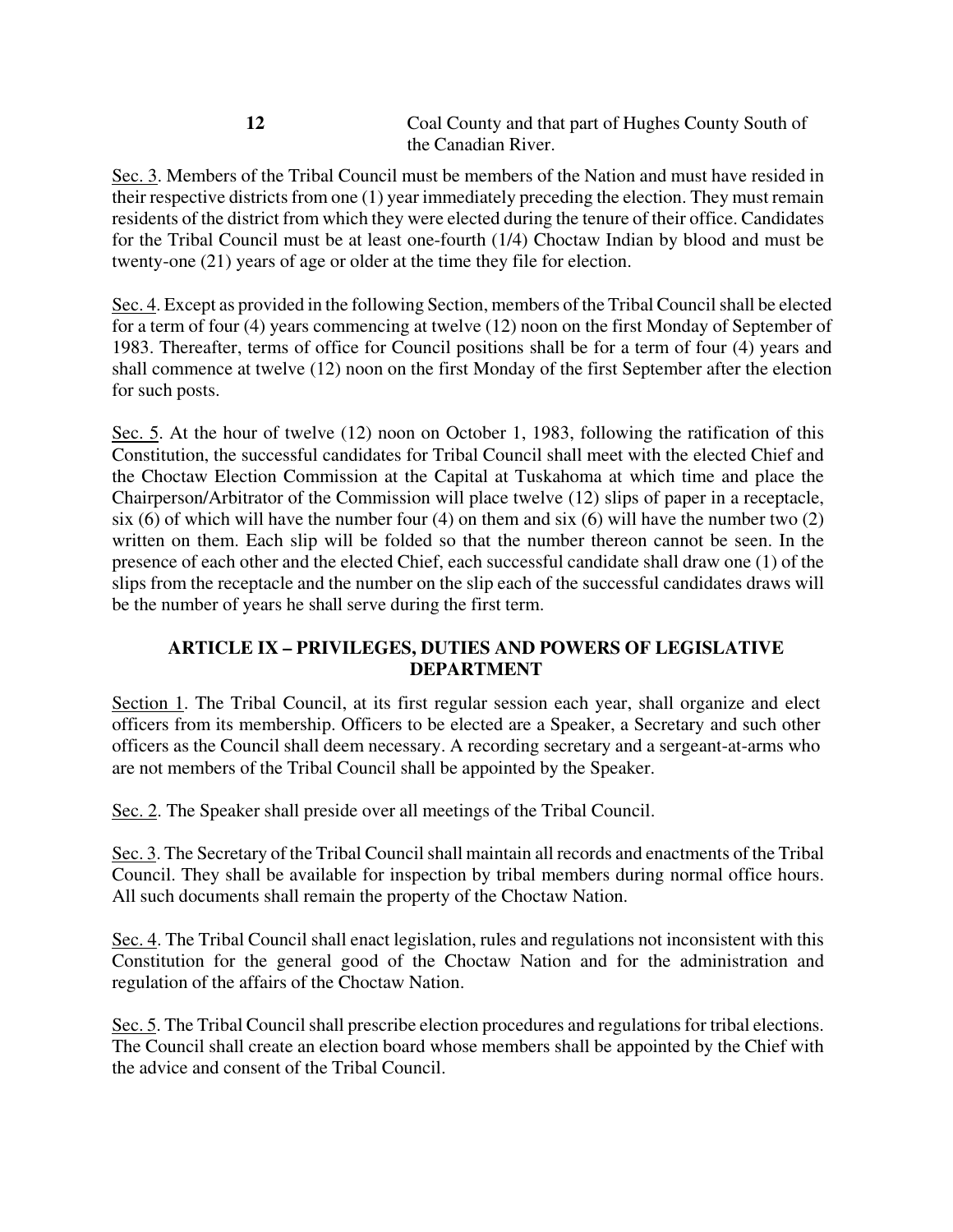| | |
|---|---|
| **12** | Coal County and that part of Hughes County South of the Canadian River. |

Sec. 3. Members of the Tribal Council must be members of the Nation and must have resided in their respective districts from one (1) year immediately preceding the election. They must remain residents of the district from which they were elected during the tenure of their office. Candidates for the Tribal Council must be at least one-fourth (1/4) Choctaw Indian by blood and must be twenty-one (21) years of age or older at the time they file for election.

Sec. 4. Except as provided in the following Section, members of the Tribal Council shall be elected for a term of four (4) years commencing at twelve (12) noon on the first Monday of September of 1983. Thereafter, terms of office for Council positions shall be for a term of four (4) years and shall commence at twelve (12) noon on the first Monday of the first September after the election for such posts.

Sec. 5. At the hour of twelve (12) noon on October 1, 1983, following the ratification of this Constitution, the successful candidates for Tribal Council shall meet with the elected Chief and the Choctaw Election Commission at the Capital at Tuskahoma at which time and place the Chairperson/Arbitrator of the Commission will place twelve (12) slips of paper in a receptacle, six (6) of which will have the number four (4) on them and six (6) will have the number two (2) written on them. Each slip will be folded so that the number thereon cannot be seen. In the presence of each other and the elected Chief, each successful candidate shall draw one (1) of the slips from the receptacle and the number on the slip each of the successful candidates draws will be the number of years he shall serve during the first term.

## ARTICLE IX – PRIVILEGES, DUTIES AND POWERS OF LEGISLATIVE DEPARTMENT

Section 1. The Tribal Council, at its first regular session each year, shall organize and elect officers from its membership. Officers to be elected are a Speaker, a Secretary and such other officers as the Council shall deem necessary. A recording secretary and a sergeant-at-arms who are not members of the Tribal Council shall be appointed by the Speaker.

Sec. 2. The Speaker shall preside over all meetings of the Tribal Council.

Sec. 3. The Secretary of the Tribal Council shall maintain all records and enactments of the Tribal Council. They shall be available for inspection by tribal members during normal office hours. All such documents shall remain the property of the Choctaw Nation.

Sec. 4. The Tribal Council shall enact legislation, rules and regulations not inconsistent with this Constitution for the general good of the Choctaw Nation and for the administration and regulation of the affairs of the Choctaw Nation.

Sec. 5. The Tribal Council shall prescribe election procedures and regulations for tribal elections. The Council shall create an election board whose members shall be appointed by the Chief with the advice and consent of the Tribal Council.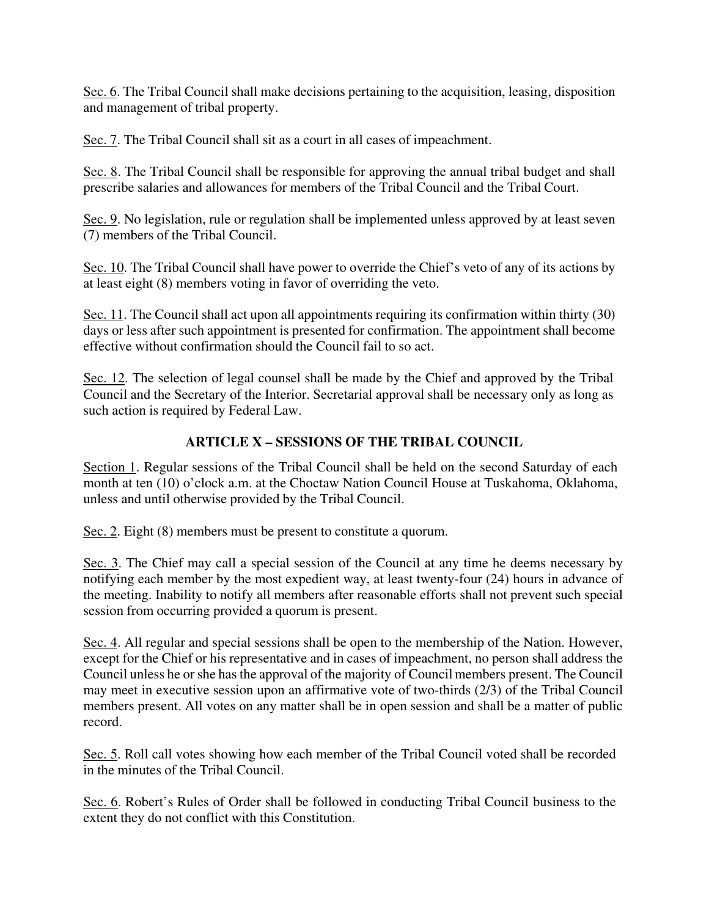Sec. 6. The Tribal Council shall make decisions pertaining to the acquisition, leasing, disposition and management of tribal property.

Sec. 7. The Tribal Council shall sit as a court in all cases of impeachment.

Sec. 8. The Tribal Council shall be responsible for approving the annual tribal budget and shall prescribe salaries and allowances for members of the Tribal Council and the Tribal Court.

Sec. 9. No legislation, rule or regulation shall be implemented unless approved by at least seven (7) members of the Tribal Council.

Sec. 10. The Tribal Council shall have power to override the Chief's veto of any of its actions by at least eight (8) members voting in favor of overriding the veto.

Sec. 11. The Council shall act upon all appointments requiring its confirmation within thirty (30) days or less after such appointment is presented for confirmation. The appointment shall become effective without confirmation should the Council fail to so act.

Sec. 12. The selection of legal counsel shall be made by the Chief and approved by the Tribal Council and the Secretary of the Interior. Secretarial approval shall be necessary only as long as such action is required by Federal Law.

## ARTICLE X – SESSIONS OF THE TRIBAL COUNCIL

Section 1. Regular sessions of the Tribal Council shall be held on the second Saturday of each month at ten (10) o'clock a.m. at the Choctaw Nation Council House at Tuskahoma, Oklahoma, unless and until otherwise provided by the Tribal Council.

Sec. 2. Eight (8) members must be present to constitute a quorum.

Sec. 3. The Chief may call a special session of the Council at any time he deems necessary by notifying each member by the most expedient way, at least twenty-four (24) hours in advance of the meeting. Inability to notify all members after reasonable efforts shall not prevent such special session from occurring provided a quorum is present.

Sec. 4. All regular and special sessions shall be open to the membership of the Nation. However, except for the Chief or his representative and in cases of impeachment, no person shall address the Council unless he or she has the approval of the majority of Council members present. The Council may meet in executive session upon an affirmative vote of two-thirds (2/3) of the Tribal Council members present. All votes on any matter shall be in open session and shall be a matter of public record.

Sec. 5. Roll call votes showing how each member of the Tribal Council voted shall be recorded in the minutes of the Tribal Council.

Sec. 6. Robert's Rules of Order shall be followed in conducting Tribal Council business to the extent they do not conflict with this Constitution.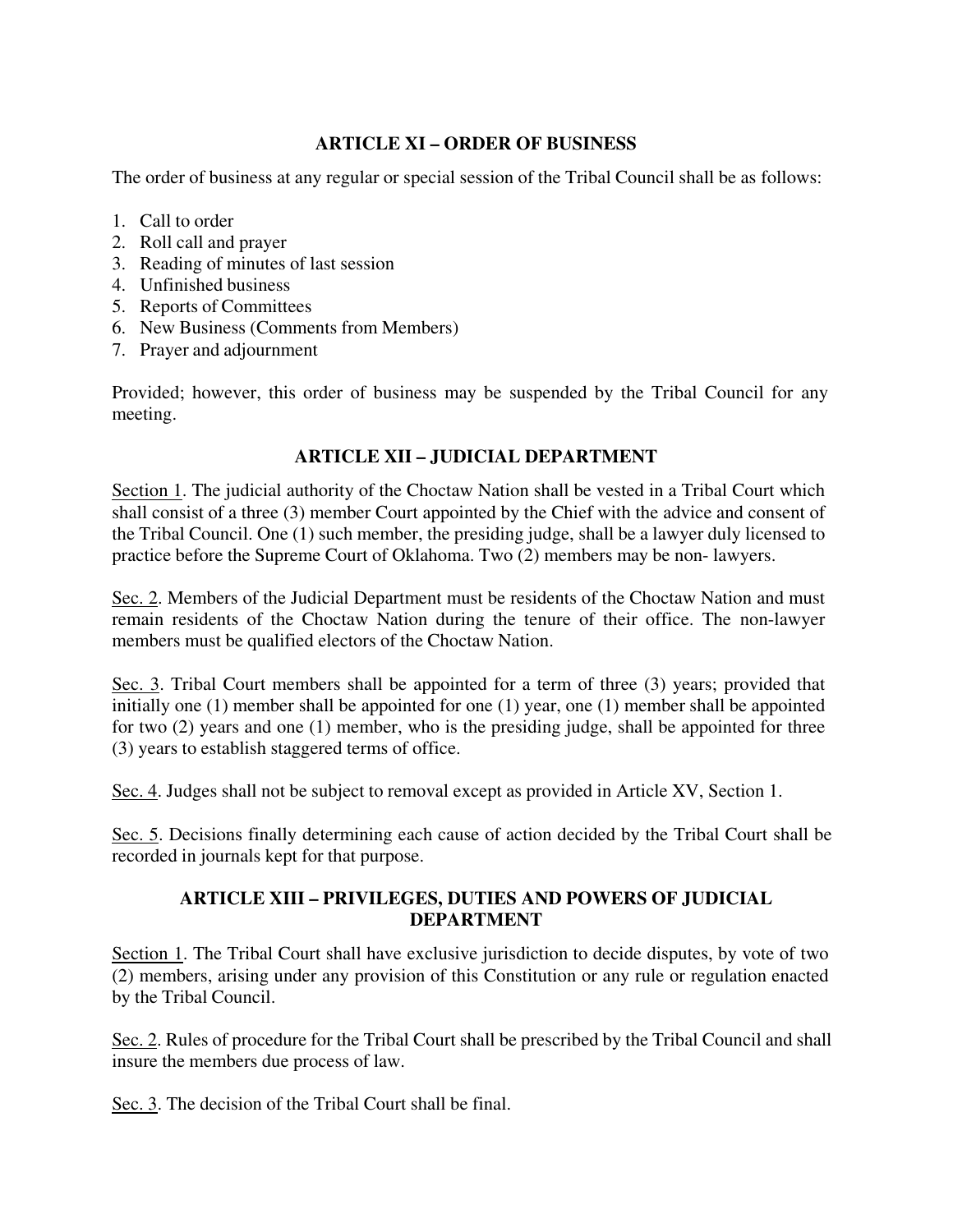## ARTICLE XI – ORDER OF BUSINESS

The order of business at any regular or special session of the Tribal Council shall be as follows:

1. Call to order
2. Roll call and prayer
3. Reading of minutes of last session
4. Unfinished business
5. Reports of Committees
6. New Business (Comments from Members)
7. Prayer and adjournment

Provided; however, this order of business may be suspended by the Tribal Council for any meeting.

## ARTICLE XII – JUDICIAL DEPARTMENT

Section 1. The judicial authority of the Choctaw Nation shall be vested in a Tribal Court which shall consist of a three (3) member Court appointed by the Chief with the advice and consent of the Tribal Council. One (1) such member, the presiding judge, shall be a lawyer duly licensed to practice before the Supreme Court of Oklahoma. Two (2) members may be non- lawyers.

Sec. 2. Members of the Judicial Department must be residents of the Choctaw Nation and must remain residents of the Choctaw Nation during the tenure of their office. The non-lawyer members must be qualified electors of the Choctaw Nation.

Sec. 3. Tribal Court members shall be appointed for a term of three (3) years; provided that initially one (1) member shall be appointed for one (1) year, one (1) member shall be appointed for two (2) years and one (1) member, who is the presiding judge, shall be appointed for three (3) years to establish staggered terms of office.

Sec. 4. Judges shall not be subject to removal except as provided in Article XV, Section 1.

Sec. 5. Decisions finally determining each cause of action decided by the Tribal Court shall be recorded in journals kept for that purpose.

## ARTICLE XIII – PRIVILEGES, DUTIES AND POWERS OF JUDICIAL DEPARTMENT

Section 1. The Tribal Court shall have exclusive jurisdiction to decide disputes, by vote of two (2) members, arising under any provision of this Constitution or any rule or regulation enacted by the Tribal Council.

Sec. 2. Rules of procedure for the Tribal Court shall be prescribed by the Tribal Council and shall insure the members due process of law.

Sec. 3. The decision of the Tribal Court shall be final.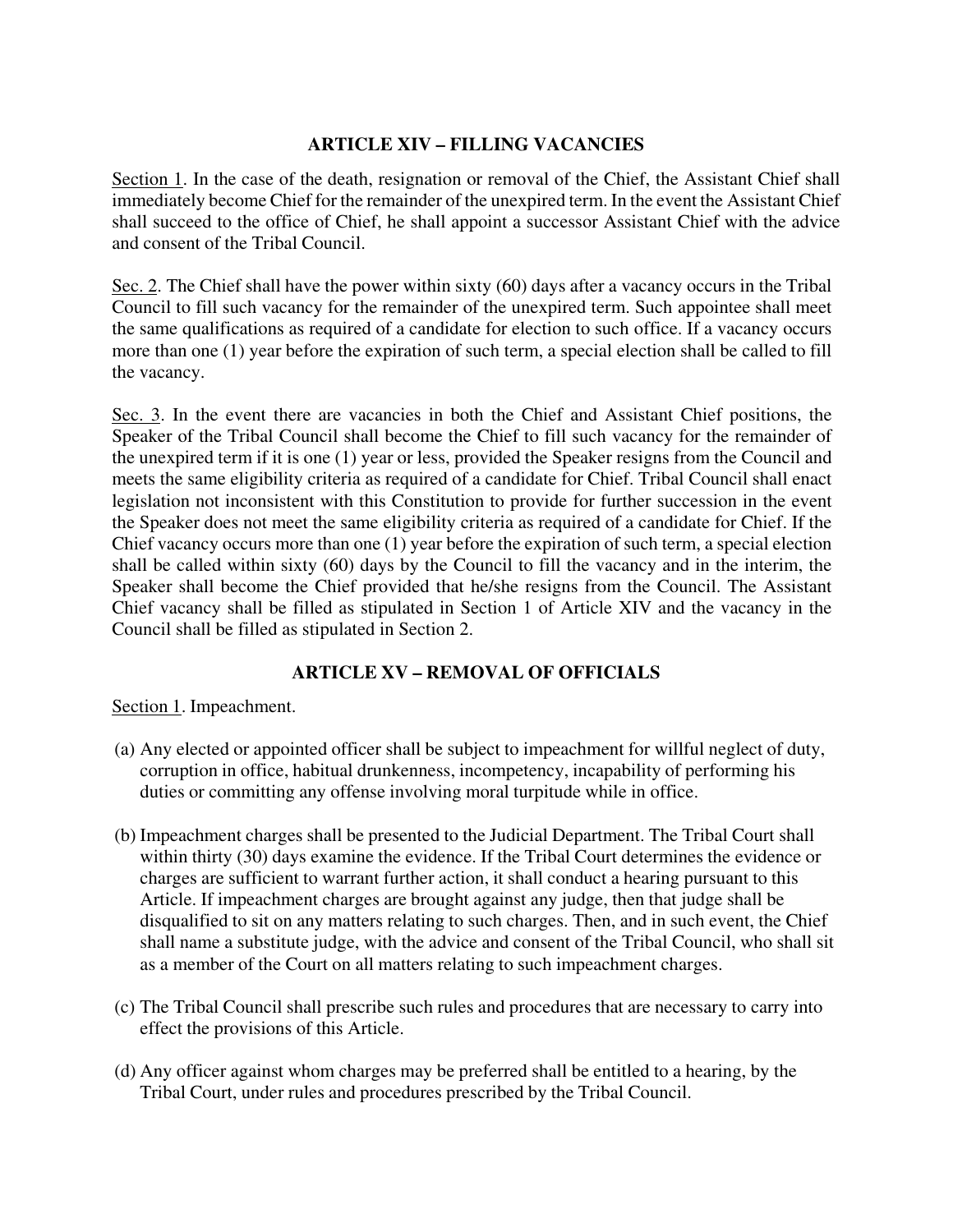## ARTICLE XIV – FILLING VACANCIES

Section 1. In the case of the death, resignation or removal of the Chief, the Assistant Chief shall immediately become Chief for the remainder of the unexpired term. In the event the Assistant Chief shall succeed to the office of Chief, he shall appoint a successor Assistant Chief with the advice and consent of the Tribal Council.

Sec. 2. The Chief shall have the power within sixty (60) days after a vacancy occurs in the Tribal Council to fill such vacancy for the remainder of the unexpired term. Such appointee shall meet the same qualifications as required of a candidate for election to such office. If a vacancy occurs more than one (1) year before the expiration of such term, a special election shall be called to fill the vacancy.

Sec. 3. In the event there are vacancies in both the Chief and Assistant Chief positions, the Speaker of the Tribal Council shall become the Chief to fill such vacancy for the remainder of the unexpired term if it is one (1) year or less, provided the Speaker resigns from the Council and meets the same eligibility criteria as required of a candidate for Chief. Tribal Council shall enact legislation not inconsistent with this Constitution to provide for further succession in the event the Speaker does not meet the same eligibility criteria as required of a candidate for Chief. If the Chief vacancy occurs more than one (1) year before the expiration of such term, a special election shall be called within sixty (60) days by the Council to fill the vacancy and in the interim, the Speaker shall become the Chief provided that he/she resigns from the Council. The Assistant Chief vacancy shall be filled as stipulated in Section 1 of Article XIV and the vacancy in the Council shall be filled as stipulated in Section 2.

## ARTICLE XV – REMOVAL OF OFFICIALS

Section 1. Impeachment.

(a) Any elected or appointed officer shall be subject to impeachment for willful neglect of duty, corruption in office, habitual drunkenness, incompetency, incapability of performing his duties or committing any offense involving moral turpitude while in office.

(b) Impeachment charges shall be presented to the Judicial Department. The Tribal Court shall within thirty (30) days examine the evidence. If the Tribal Court determines the evidence or charges are sufficient to warrant further action, it shall conduct a hearing pursuant to this Article. If impeachment charges are brought against any judge, then that judge shall be disqualified to sit on any matters relating to such charges. Then, and in such event, the Chief shall name a substitute judge, with the advice and consent of the Tribal Council, who shall sit as a member of the Court on all matters relating to such impeachment charges.

(c) The Tribal Council shall prescribe such rules and procedures that are necessary to carry into effect the provisions of this Article.

(d) Any officer against whom charges may be preferred shall be entitled to a hearing, by the Tribal Court, under rules and procedures prescribed by the Tribal Council.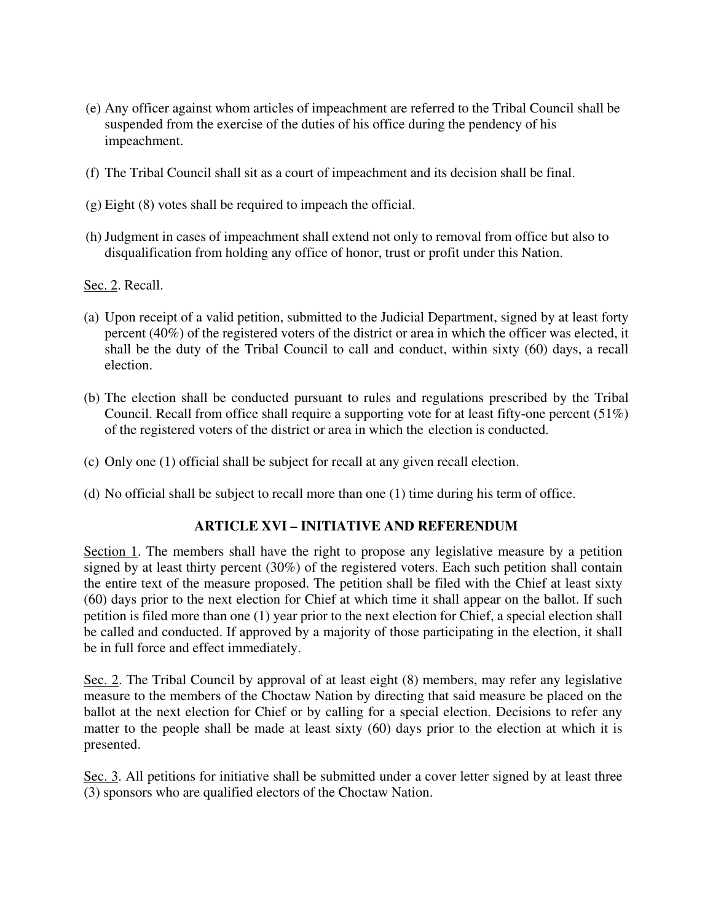(e) Any officer against whom articles of impeachment are referred to the Tribal Council shall be suspended from the exercise of the duties of his office during the pendency of his impeachment.

(f) The Tribal Council shall sit as a court of impeachment and its decision shall be final.

(g) Eight (8) votes shall be required to impeach the official.

(h) Judgment in cases of impeachment shall extend not only to removal from office but also to disqualification from holding any office of honor, trust or profit under this Nation.

<u>Sec. 2</u>. Recall.

(a) Upon receipt of a valid petition, submitted to the Judicial Department, signed by at least forty percent (40%) of the registered voters of the district or area in which the officer was elected, it shall be the duty of the Tribal Council to call and conduct, within sixty (60) days, a recall election.

(b) The election shall be conducted pursuant to rules and regulations prescribed by the Tribal Council. Recall from office shall require a supporting vote for at least fifty-one percent (51%) of the registered voters of the district or area in which the election is conducted.

(c) Only one (1) official shall be subject for recall at any given recall election.

(d) No official shall be subject to recall more than one (1) time during his term of office.

## ARTICLE XVI – INITIATIVE AND REFERENDUM

<u>Section 1</u>. The members shall have the right to propose any legislative measure by a petition signed by at least thirty percent (30%) of the registered voters. Each such petition shall contain the entire text of the measure proposed. The petition shall be filed with the Chief at least sixty (60) days prior to the next election for Chief at which time it shall appear on the ballot. If such petition is filed more than one (1) year prior to the next election for Chief, a special election shall be called and conducted. If approved by a majority of those participating in the election, it shall be in full force and effect immediately.

<u>Sec. 2</u>. The Tribal Council by approval of at least eight (8) members, may refer any legislative measure to the members of the Choctaw Nation by directing that said measure be placed on the ballot at the next election for Chief or by calling for a special election. Decisions to refer any matter to the people shall be made at least sixty (60) days prior to the election at which it is presented.

<u>Sec. 3</u>. All petitions for initiative shall be submitted under a cover letter signed by at least three (3) sponsors who are qualified electors of the Choctaw Nation.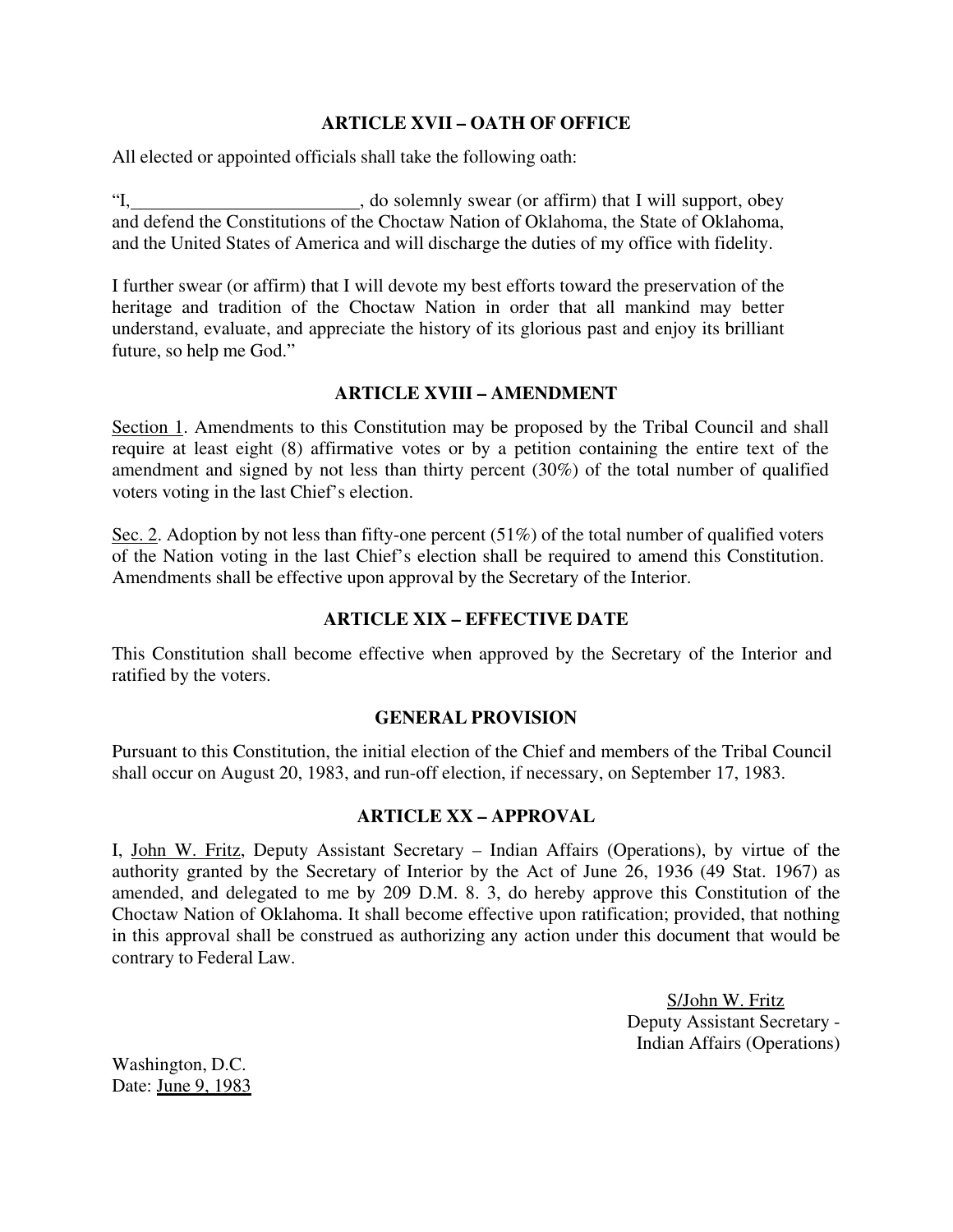## ARTICLE XVII – OATH OF OFFICE

All elected or appointed officials shall take the following oath:

"I,\_\_\_\_\_\_\_\_\_\_\_\_\_\_\_\_\_\_\_\_\_\_\_\_\_, do solemnly swear (or affirm) that I will support, obey and defend the Constitutions of the Choctaw Nation of Oklahoma, the State of Oklahoma, and the United States of America and will discharge the duties of my office with fidelity.

I further swear (or affirm) that I will devote my best efforts toward the preservation of the heritage and tradition of the Choctaw Nation in order that all mankind may better understand, evaluate, and appreciate the history of its glorious past and enjoy its brilliant future, so help me God."

## ARTICLE XVIII – AMENDMENT

Section 1. Amendments to this Constitution may be proposed by the Tribal Council and shall require at least eight (8) affirmative votes or by a petition containing the entire text of the amendment and signed by not less than thirty percent (30%) of the total number of qualified voters voting in the last Chief's election.

Sec. 2. Adoption by not less than fifty-one percent (51%) of the total number of qualified voters of the Nation voting in the last Chief's election shall be required to amend this Constitution. Amendments shall be effective upon approval by the Secretary of the Interior.

## ARTICLE XIX – EFFECTIVE DATE

This Constitution shall become effective when approved by the Secretary of the Interior and ratified by the voters.

## GENERAL PROVISION

Pursuant to this Constitution, the initial election of the Chief and members of the Tribal Council shall occur on August 20, 1983, and run-off election, if necessary, on September 17, 1983.

## ARTICLE XX – APPROVAL

I, John W. Fritz, Deputy Assistant Secretary – Indian Affairs (Operations), by virtue of the authority granted by the Secretary of Interior by the Act of June 26, 1936 (49 Stat. 1967) as amended, and delegated to me by 209 D.M. 8. 3, do hereby approve this Constitution of the Choctaw Nation of Oklahoma. It shall become effective upon ratification; provided, that nothing in this approval shall be construed as authorizing any action under this document that would be contrary to Federal Law.

S/John W. Fritz
Deputy Assistant Secretary -
Indian Affairs (Operations)

Washington, D.C.
Date: June 9, 1983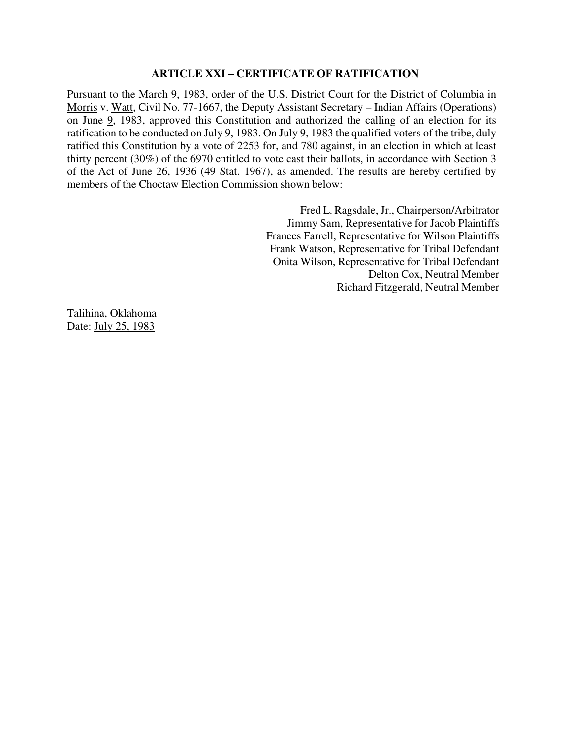## ARTICLE XXI – CERTIFICATE OF RATIFICATION

Pursuant to the March 9, 1983, order of the U.S. District Court for the District of Columbia in Morris v. Watt, Civil No. 77-1667, the Deputy Assistant Secretary – Indian Affairs (Operations) on June 9, 1983, approved this Constitution and authorized the calling of an election for its ratification to be conducted on July 9, 1983. On July 9, 1983 the qualified voters of the tribe, duly ratified this Constitution by a vote of 2253 for, and 780 against, in an election in which at least thirty percent (30%) of the 6970 entitled to vote cast their ballots, in accordance with Section 3 of the Act of June 26, 1936 (49 Stat. 1967), as amended. The results are hereby certified by members of the Choctaw Election Commission shown below:

Fred L. Ragsdale, Jr., Chairperson/Arbitrator
Jimmy Sam, Representative for Jacob Plaintiffs
Frances Farrell, Representative for Wilson Plaintiffs
Frank Watson, Representative for Tribal Defendant
Onita Wilson, Representative for Tribal Defendant
Delton Cox, Neutral Member
Richard Fitzgerald, Neutral Member

Talihina, Oklahoma
Date: July 25, 1983